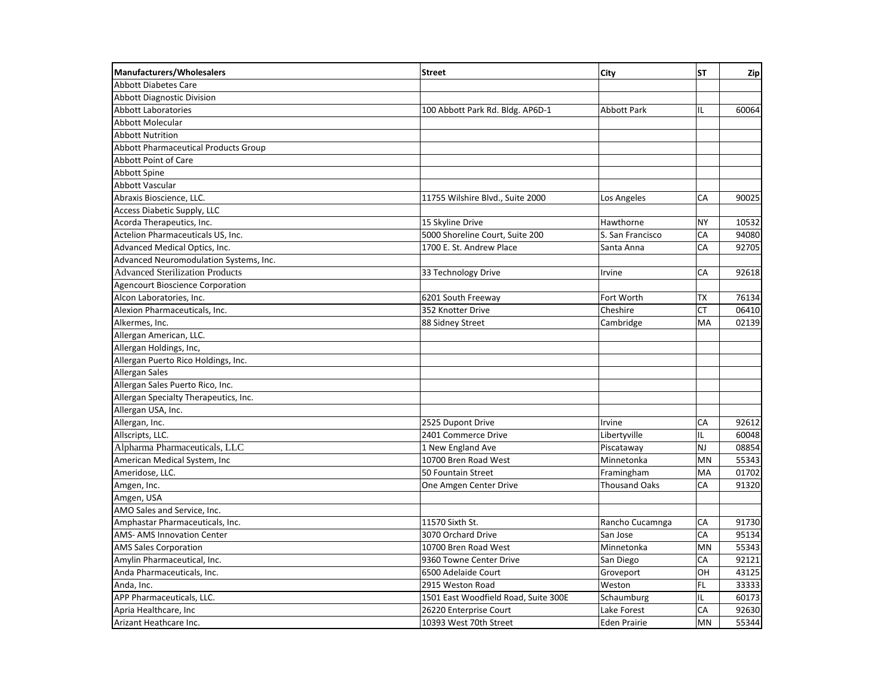| Manufacturers/Wholesalers | Street | City | ST | Zip |
|---|---|---|---|---|
| Abbott Diabetes Care | | | | |
| Abbott Diagnostic Division | | | | |
| Abbott Laboratories | 100 Abbott Park Rd. Bldg. AP6D-1 | Abbott Park | IL | 60064 |
| Abbott Molecular | | | | |
| Abbott Nutrition | | | | |
| Abbott Pharmaceutical Products Group | | | | |
| Abbott Point of Care | | | | |
| Abbott Spine | | | | |
| Abbott Vascular | | | | |
| Abraxis Bioscience, LLC. | 11755 Wilshire Blvd., Suite 2000 | Los Angeles | CA | 90025 |
| Access Diabetic Supply, LLC | | | | |
| Acorda Therapeutics, Inc. | 15 Skyline Drive | Hawthorne | NY | 10532 |
| Actelion Pharmaceuticals US, Inc. | 5000 Shoreline Court, Suite 200 | S. San Francisco | CA | 94080 |
| Advanced Medical Optics, Inc. | 1700 E. St. Andrew Place | Santa Anna | CA | 92705 |
| Advanced Neuromodulation Systems, Inc. | | | | |
| Advanced Sterilization Products | 33 Technology Drive | Irvine | CA | 92618 |
| Agencourt Bioscience Corporation | | | | |
| Alcon Laboratories, Inc. | 6201 South Freeway | Fort Worth | TX | 76134 |
| Alexion Pharmaceuticals, Inc. | 352 Knotter Drive | Cheshire | CT | 06410 |
| Alkermes, Inc. | 88 Sidney Street | Cambridge | MA | 02139 |
| Allergan American, LLC. | | | | |
| Allergan Holdings, Inc, | | | | |
| Allergan Puerto Rico Holdings, Inc. | | | | |
| Allergan Sales | | | | |
| Allergan Sales Puerto Rico, Inc. | | | | |
| Allergan Specialty Therapeutics, Inc. | | | | |
| Allergan USA, Inc. | | | | |
| Allergan, Inc. | 2525 Dupont Drive | Irvine | CA | 92612 |
| Allscripts, LLC. | 2401 Commerce Drive | Libertyville | IL | 60048 |
| Alpharma Pharmaceuticals, LLC | 1 New England Ave | Piscataway | NJ | 08854 |
| American Medical System, Inc | 10700 Bren Road West | Minnetonka | MN | 55343 |
| Ameridose, LLC. | 50 Fountain Street | Framingham | MA | 01702 |
| Amgen, Inc. | One Amgen Center Drive | Thousand Oaks | CA | 91320 |
| Amgen, USA | | | | |
| AMO Sales and Service, Inc. | | | | |
| Amphastar Pharmaceuticals, Inc. | 11570 Sixth St. | Rancho Cucamnga | CA | 91730 |
| AMS- AMS Innovation Center | 3070 Orchard Drive | San Jose | CA | 95134 |
| AMS Sales Corporation | 10700 Bren Road West | Minnetonka | MN | 55343 |
| Amylin Pharmaceutical, Inc. | 9360 Towne Center Drive | San Diego | CA | 92121 |
| Anda Pharmaceuticals, Inc. | 6500 Adelaide Court | Groveport | OH | 43125 |
| Anda, Inc. | 2915 Weston Road | Weston | FL | 33333 |
| APP Pharmaceuticals, LLC. | 1501 East Woodfield Road, Suite 300E | Schaumburg | IL | 60173 |
| Apria Healthcare, Inc | 26220 Enterprise Court | Lake Forest | CA | 92630 |
| Arizant Heathcare Inc. | 10393 West 70th Street | Eden Prairie | MN | 55344 |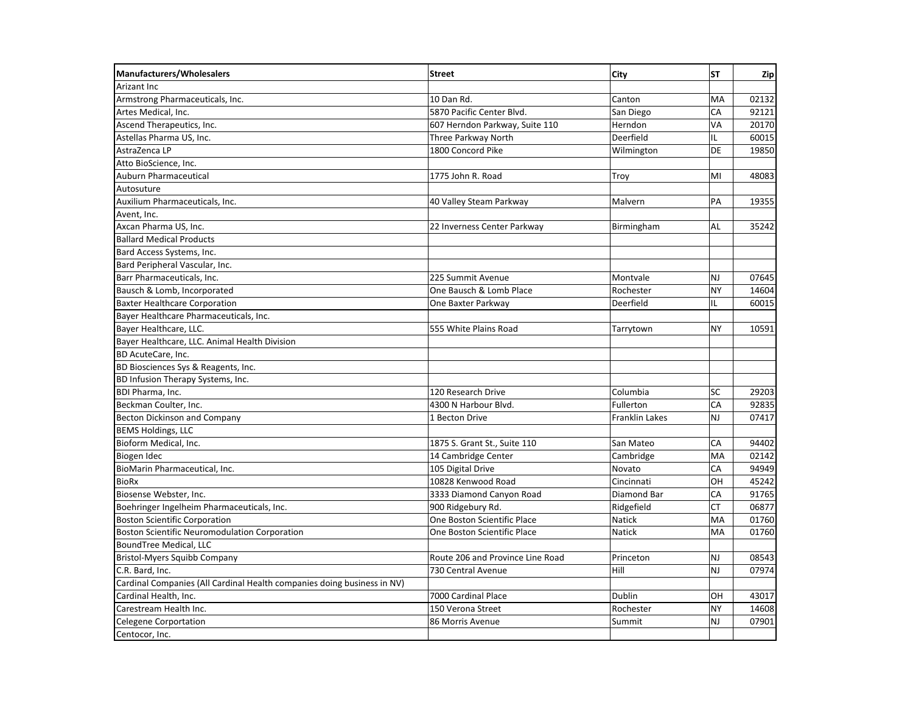| Manufacturers/Wholesalers | Street | City | ST | Zip |
| --- | --- | --- | --- | --- |
| Arizant Inc | | | | |
| Armstrong Pharmaceuticals, Inc. | 10 Dan Rd. | Canton | MA | 02132 |
| Artes Medical, Inc. | 5870 Pacific Center Blvd. | San Diego | CA | 92121 |
| Ascend Therapeutics, Inc. | 607 Herndon Parkway, Suite 110 | Herndon | VA | 20170 |
| Astellas Pharma US, Inc. | Three Parkway North | Deerfield | IL | 60015 |
| AstraZenca LP | 1800 Concord Pike | Wilmington | DE | 19850 |
| Atto BioScience, Inc. | | | | |
| Auburn Pharmaceutical | 1775 John R. Road | Troy | MI | 48083 |
| Autosuture | | | | |
| Auxilium Pharmaceuticals, Inc. | 40 Valley Steam Parkway | Malvern | PA | 19355 |
| Avent, Inc. | | | | |
| Axcan Pharma US, Inc. | 22 Inverness Center Parkway | Birmingham | AL | 35242 |
| Ballard Medical Products | | | | |
| Bard Access Systems, Inc. | | | | |
| Bard Peripheral Vascular, Inc. | | | | |
| Barr Pharmaceuticals, Inc. | 225 Summit Avenue | Montvale | NJ | 07645 |
| Bausch & Lomb, Incorporated | One Bausch & Lomb Place | Rochester | NY | 14604 |
| Baxter Healthcare Corporation | One Baxter Parkway | Deerfield | IL | 60015 |
| Bayer Healthcare Pharmaceuticals, Inc. | | | | |
| Bayer Healthcare, LLC. | 555 White Plains Road | Tarrytown | NY | 10591 |
| Bayer Healthcare, LLC. Animal Health Division | | | | |
| BD AcuteCare, Inc. | | | | |
| BD Biosciences Sys & Reagents, Inc. | | | | |
| BD Infusion Therapy Systems, Inc. | | | | |
| BDI Pharma, Inc. | 120 Research Drive | Columbia | SC | 29203 |
| Beckman Coulter, Inc. | 4300 N Harbour Blvd. | Fullerton | CA | 92835 |
| Becton Dickinson and Company | 1 Becton Drive | Franklin Lakes | NJ | 07417 |
| BEMS Holdings, LLC | | | | |
| Bioform Medical, Inc. | 1875 S. Grant St., Suite 110 | San Mateo | CA | 94402 |
| Biogen Idec | 14 Cambridge Center | Cambridge | MA | 02142 |
| BioMarin Pharmaceutical, Inc. | 105 Digital Drive | Novato | CA | 94949 |
| BioRx | 10828 Kenwood Road | Cincinnati | OH | 45242 |
| Biosense Webster, Inc. | 3333 Diamond Canyon Road | Diamond Bar | CA | 91765 |
| Boehringer Ingelheim Pharmaceuticals, Inc. | 900 Ridgebury Rd. | Ridgefield | CT | 06877 |
| Boston Scientific Corporation | One Boston Scientific Place | Natick | MA | 01760 |
| Boston Scientific Neuromodulation Corporation | One Boston Scientific Place | Natick | MA | 01760 |
| BoundTree Medical, LLC | | | | |
| Bristol-Myers Squibb Company | Route 206 and Province Line Road | Princeton | NJ | 08543 |
| C.R. Bard, Inc. | 730 Central Avenue | Hill | NJ | 07974 |
| Cardinal Companies (All Cardinal Health companies doing business in NV) | | | | |
| Cardinal Health, Inc. | 7000 Cardinal Place | Dublin | OH | 43017 |
| Carestream Health Inc. | 150 Verona Street | Rochester | NY | 14608 |
| Celegene Corportation | 86 Morris Avenue | Summit | NJ | 07901 |
| Centocor, Inc. | | | | |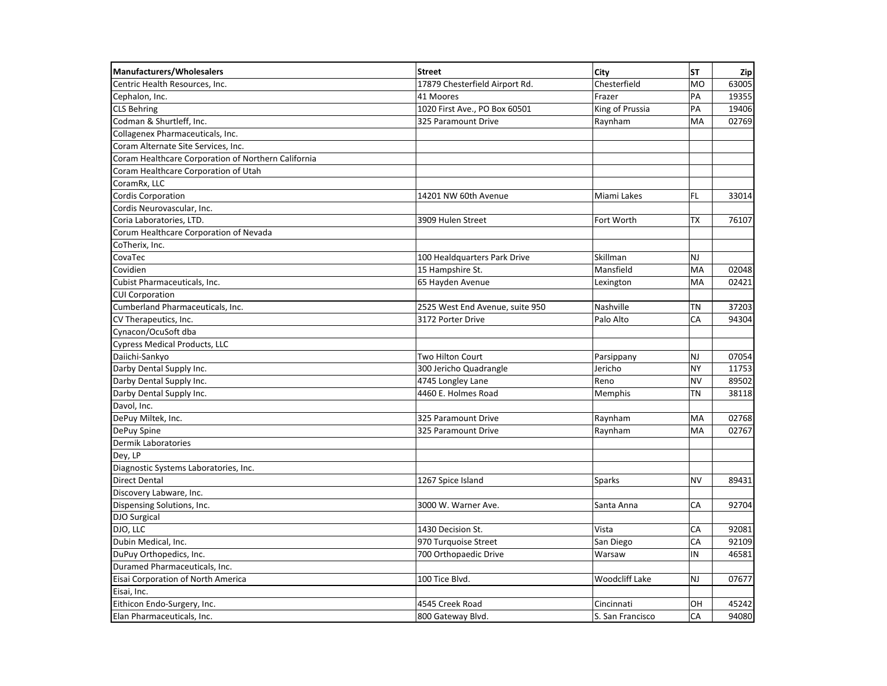| Manufacturers/Wholesalers | Street | City | ST | Zip |
|---|---|---|---|---|
| Centric Health Resources, Inc. | 17879 Chesterfield Airport Rd. | Chesterfield | MO | 63005 |
| Cephalon, Inc. | 41 Moores | Frazer | PA | 19355 |
| CLS Behring | 1020 First Ave., PO Box 60501 | King of Prussia | PA | 19406 |
| Codman & Shurtleff, Inc. | 325 Paramount Drive | Raynham | MA | 02769 |
| Collagenex Pharmaceuticals, Inc. | | | | |
| Coram Alternate Site Services, Inc. | | | | |
| Coram Healthcare Corporation of Northern California | | | | |
| Coram Healthcare Corporation of Utah | | | | |
| CoramRx, LLC | | | | |
| Cordis Corporation | 14201 NW 60th Avenue | Miami Lakes | FL | 33014 |
| Cordis Neurovascular, Inc. | | | | |
| Coria Laboratories, LTD. | 3909 Hulen Street | Fort Worth | TX | 76107 |
| Corum Healthcare Corporation of Nevada | | | | |
| CoTherix, Inc. | | | | |
| CovaTec | 100 Healdquarters Park Drive | Skillman | NJ | |
| Covidien | 15 Hampshire St. | Mansfield | MA | 02048 |
| Cubist Pharmaceuticals, Inc. | 65 Hayden Avenue | Lexington | MA | 02421 |
| CUI Corporation | | | | |
| Cumberland Pharmaceuticals, Inc. | 2525 West End Avenue, suite 950 | Nashville | TN | 37203 |
| CV Therapeutics, Inc. | 3172 Porter Drive | Palo Alto | CA | 94304 |
| Cynacon/OcuSoft dba | | | | |
| Cypress Medical Products, LLC | | | | |
| Daiichi-Sankyo | Two Hilton Court | Parsippany | NJ | 07054 |
| Darby Dental Supply Inc. | 300 Jericho Quadrangle | Jericho | NY | 11753 |
| Darby Dental Supply Inc. | 4745 Longley Lane | Reno | NV | 89502 |
| Darby Dental Supply Inc. | 4460 E. Holmes Road | Memphis | TN | 38118 |
| Davol, Inc. | | | | |
| DePuy Miltek, Inc. | 325 Paramount Drive | Raynham | MA | 02768 |
| DePuy Spine | 325 Paramount Drive | Raynham | MA | 02767 |
| Dermik Laboratories | | | | |
| Dey, LP | | | | |
| Diagnostic Systems Laboratories, Inc. | | | | |
| Direct Dental | 1267 Spice Island | Sparks | NV | 89431 |
| Discovery Labware, Inc. | | | | |
| Dispensing Solutions, Inc. | 3000 W. Warner Ave. | Santa Anna | CA | 92704 |
| DJO Surgical | | | | |
| DJO, LLC | 1430 Decision St. | Vista | CA | 92081 |
| Dubin Medical, Inc. | 970 Turquoise Street | San Diego | CA | 92109 |
| DuPuy Orthopedics, Inc. | 700 Orthopaedic Drive | Warsaw | IN | 46581 |
| Duramed Pharmaceuticals, Inc. | | | | |
| Eisai Corporation of North America | 100 Tice Blvd. | Woodcliff Lake | NJ | 07677 |
| Eisai, Inc. | | | | |
| Eithicon Endo-Surgery, Inc. | 4545 Creek Road | Cincinnati | OH | 45242 |
| Elan Pharmaceuticals, Inc. | 800 Gateway Blvd. | S. San Francisco | CA | 94080 |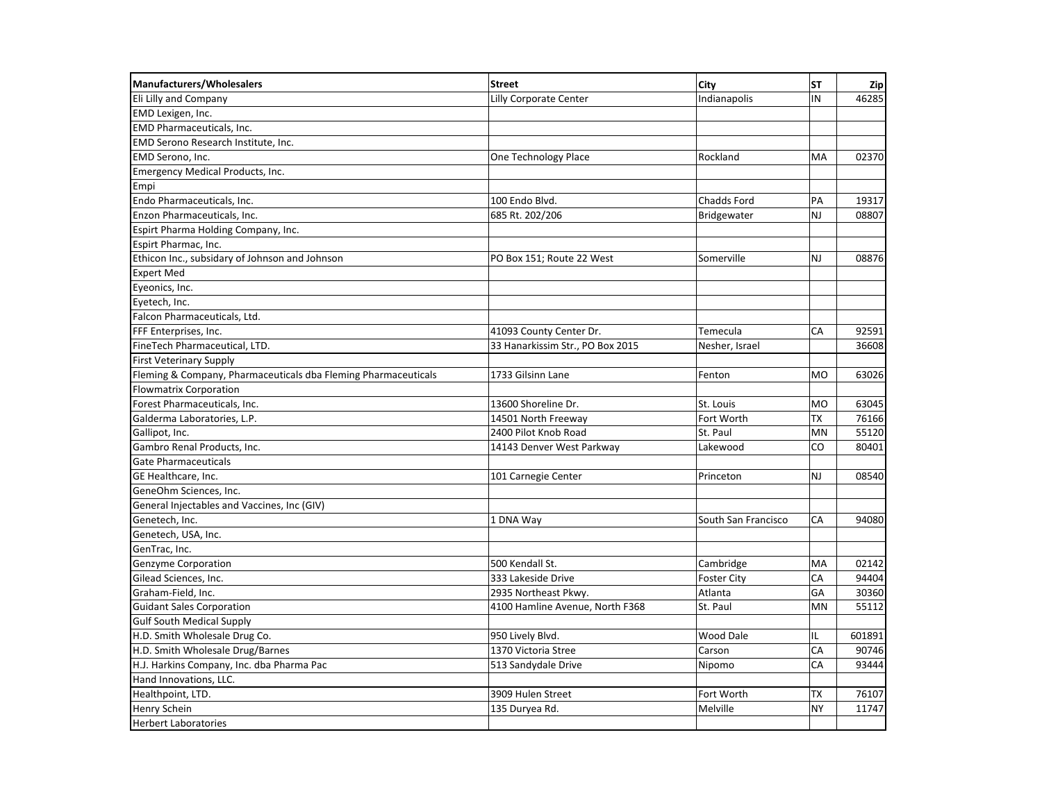| Manufacturers/Wholesalers | Street | City | ST | Zip |
|---|---|---|---|---|
| Eli Lilly and Company | Lilly Corporate Center | Indianapolis | IN | 46285 |
| EMD Lexigen, Inc. | | | | |
| EMD Pharmaceuticals, Inc. | | | | |
| EMD Serono Research Institute, Inc. | | | | |
| EMD Serono, Inc. | One Technology Place | Rockland | MA | 02370 |
| Emergency Medical Products, Inc. | | | | |
| Empi | | | | |
| Endo Pharmaceuticals, Inc. | 100 Endo Blvd. | Chadds Ford | PA | 19317 |
| Enzon Pharmaceuticals, Inc. | 685 Rt. 202/206 | Bridgewater | NJ | 08807 |
| Espirt Pharma Holding Company, Inc. | | | | |
| Espirt Pharmac, Inc. | | | | |
| Ethicon Inc., subsidary of Johnson and Johnson | PO Box 151; Route 22 West | Somerville | NJ | 08876 |
| Expert Med | | | | |
| Eyeonics, Inc. | | | | |
| Eyetech, Inc. | | | | |
| Falcon Pharmaceuticals, Ltd. | | | | |
| FFF Enterprises, Inc. | 41093 County Center Dr. | Temecula | CA | 92591 |
| FineTech Pharmaceutical, LTD. | 33 Hanarkissim Str., PO Box 2015 | Nesher, Israel | | 36608 |
| First Veterinary Supply | | | | |
| Fleming & Company, Pharmaceuticals dba Fleming Pharmaceuticals | 1733 Gilsinn Lane | Fenton | MO | 63026 |
| Flowmatrix Corporation | | | | |
| Forest Pharmaceuticals, Inc. | 13600 Shoreline Dr. | St. Louis | MO | 63045 |
| Galderma Laboratories, L.P. | 14501 North Freeway | Fort Worth | TX | 76166 |
| Gallipot, Inc. | 2400 Pilot Knob Road | St. Paul | MN | 55120 |
| Gambro Renal Products, Inc. | 14143 Denver West Parkway | Lakewood | CO | 80401 |
| Gate Pharmaceuticals | | | | |
| GE Healthcare, Inc. | 101 Carnegie Center | Princeton | NJ | 08540 |
| GeneOhm Sciences, Inc. | | | | |
| General Injectables and Vaccines, Inc (GIV) | | | | |
| Genetech, Inc. | 1 DNA Way | South San Francisco | CA | 94080 |
| Genetech, USA, Inc. | | | | |
| GenTrac, Inc. | | | | |
| Genzyme Corporation | 500 Kendall St. | Cambridge | MA | 02142 |
| Gilead Sciences, Inc. | 333 Lakeside Drive | Foster City | CA | 94404 |
| Graham-Field, Inc. | 2935 Northeast Pkwy. | Atlanta | GA | 30360 |
| Guidant Sales Corporation | 4100 Hamline Avenue, North F368 | St. Paul | MN | 55112 |
| Gulf South Medical Supply | | | | |
| H.D. Smith Wholesale Drug Co. | 950 Lively Blvd. | Wood Dale | IL | 601891 |
| H.D. Smith Wholesale Drug/Barnes | 1370 Victoria Stree | Carson | CA | 90746 |
| H.J. Harkins Company, Inc. dba Pharma Pac | 513 Sandydale Drive | Nipomo | CA | 93444 |
| Hand Innovations, LLC. | | | | |
| Healthpoint, LTD. | 3909 Hulen Street | Fort Worth | TX | 76107 |
| Henry Schein | 135 Duryea Rd. | Melville | NY | 11747 |
| Herbert Laboratories | | | | |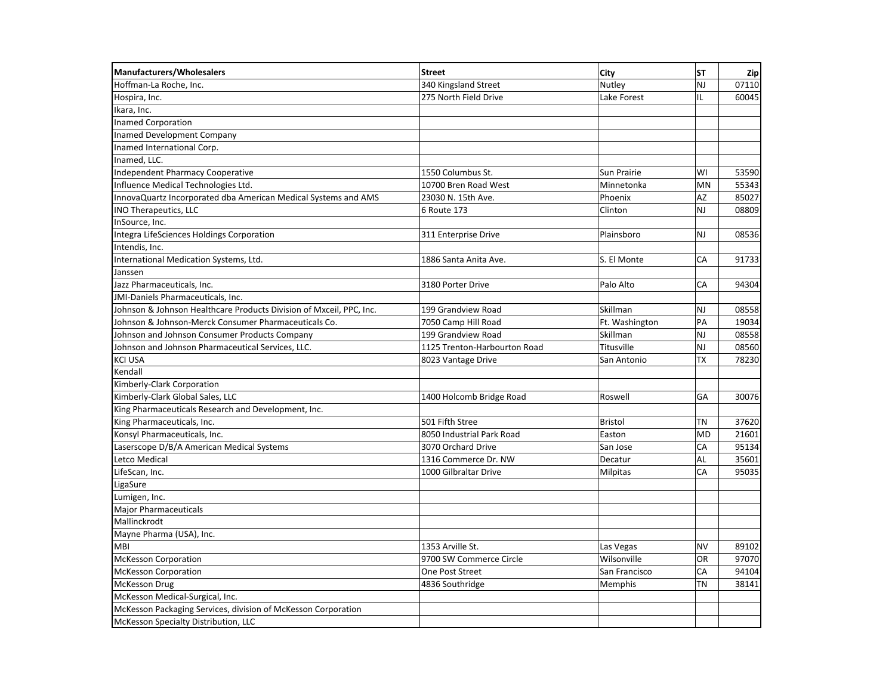| Manufacturers/Wholesalers | Street | City | ST | Zip |
| --- | --- | --- | --- | --- |
| Hoffman-La Roche, Inc. | 340 Kingsland Street | Nutley | NJ | 07110 |
| Hospira, Inc. | 275 North Field Drive | Lake Forest | IL | 60045 |
| Ikara, Inc. | | | | |
| Inamed Corporation | | | | |
| Inamed Development Company | | | | |
| Inamed International Corp. | | | | |
| Inamed, LLC. | | | | |
| Independent Pharmacy Cooperative | 1550 Columbus St. | Sun Prairie | WI | 53590 |
| Influence Medical Technologies Ltd. | 10700 Bren Road West | Minnetonka | MN | 55343 |
| InnovaQuartz Incorporated dba American Medical Systems and AMS | 23030 N. 15th Ave. | Phoenix | AZ | 85027 |
| INO Therapeutics, LLC | 6 Route 173 | Clinton | NJ | 08809 |
| InSource, Inc. | | | | |
| Integra LifeSciences Holdings Corporation | 311 Enterprise Drive | Plainsboro | NJ | 08536 |
| Intendis, Inc. | | | | |
| International Medication Systems, Ltd. | 1886 Santa Anita Ave. | S. El Monte | CA | 91733 |
| Janssen | | | | |
| Jazz Pharmaceuticals, Inc. | 3180 Porter Drive | Palo Alto | CA | 94304 |
| JMI-Daniels Pharmaceuticals, Inc. | | | | |
| Johnson & Johnson Healthcare Products Division of Mxceil, PPC, Inc. | 199 Grandview Road | Skillman | NJ | 08558 |
| Johnson & Johnson-Merck Consumer Pharmaceuticals Co. | 7050 Camp Hill Road | Ft. Washington | PA | 19034 |
| Johnson and Johnson Consumer Products Company | 199 Grandview Road | Skillman | NJ | 08558 |
| Johnson and Johnson Pharmaceutical Services, LLC. | 1125 Trenton-Harbourton Road | Titusville | NJ | 08560 |
| KCI USA | 8023 Vantage Drive | San Antonio | TX | 78230 |
| Kendall | | | | |
| Kimberly-Clark Corporation | | | | |
| Kimberly-Clark Global Sales, LLC | 1400 Holcomb Bridge Road | Roswell | GA | 30076 |
| King Pharmaceuticals Research and Development, Inc. | | | | |
| King Pharmaceuticals, Inc. | 501 Fifth Stree | Bristol | TN | 37620 |
| Konsyl Pharmaceuticals, Inc. | 8050 Industrial Park Road | Easton | MD | 21601 |
| Laserscope D/B/A American Medical Systems | 3070 Orchard Drive | San Jose | CA | 95134 |
| Letco Medical | 1316 Commerce Dr. NW | Decatur | AL | 35601 |
| LifeScan, Inc. | 1000 Gilbraltar Drive | Milpitas | CA | 95035 |
| LigaSure | | | | |
| Lumigen, Inc. | | | | |
| Major Pharmaceuticals | | | | |
| Mallinckrodt | | | | |
| Mayne Pharma (USA), Inc. | | | | |
| MBI | 1353 Arville St. | Las Vegas | NV | 89102 |
| McKesson Corporation | 9700 SW Commerce Circle | Wilsonville | OR | 97070 |
| McKesson Corporation | One Post Street | San Francisco | CA | 94104 |
| McKesson Drug | 4836 Southridge | Memphis | TN | 38141 |
| McKesson Medical-Surgical, Inc. | | | | |
| McKesson Packaging Services, division of McKesson Corporation | | | | |
| McKesson Specialty Distribution, LLC | | | | |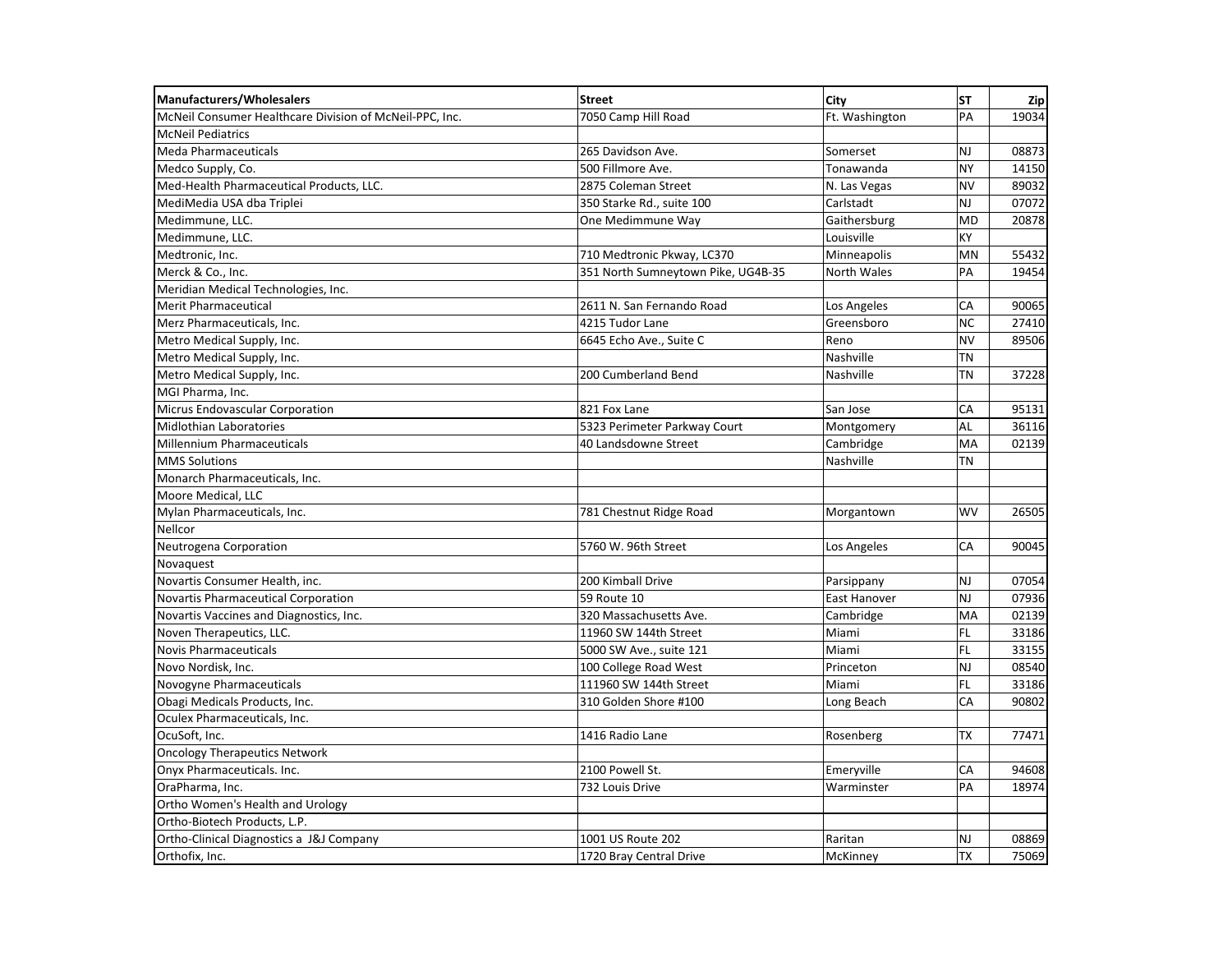| Manufacturers/Wholesalers | Street | City | ST | Zip |
|---|---|---|---|---|
| McNeil Consumer Healthcare Division of McNeil-PPC, Inc. | 7050 Camp Hill Road | Ft. Washington | PA | 19034 |
| McNeil Pediatrics | | | | |
| Meda Pharmaceuticals | 265 Davidson Ave. | Somerset | NJ | 08873 |
| Medco Supply, Co. | 500 Fillmore Ave. | Tonawanda | NY | 14150 |
| Med-Health Pharmaceutical Products, LLC. | 2875 Coleman Street | N. Las Vegas | NV | 89032 |
| MediMedia USA dba Triplei | 350 Starke Rd., suite 100 | Carlstadt | NJ | 07072 |
| Medimmune, LLC. | One Medimmune Way | Gaithersburg | MD | 20878 |
| Medimmune, LLC. | | Louisville | KY | |
| Medtronic, Inc. | 710 Medtronic Pkway, LC370 | Minneapolis | MN | 55432 |
| Merck & Co., Inc. | 351 North Sumneytown Pike, UG4B-35 | North Wales | PA | 19454 |
| Meridian Medical Technologies, Inc. | | | | |
| Merit Pharmaceutical | 2611 N. San Fernando Road | Los Angeles | CA | 90065 |
| Merz Pharmaceuticals, Inc. | 4215 Tudor Lane | Greensboro | NC | 27410 |
| Metro Medical Supply, Inc. | 6645 Echo Ave., Suite C | Reno | NV | 89506 |
| Metro Medical Supply, Inc. | | Nashville | TN | |
| Metro Medical Supply, Inc. | 200 Cumberland Bend | Nashville | TN | 37228 |
| MGI Pharma, Inc. | | | | |
| Micrus Endovascular Corporation | 821 Fox Lane | San Jose | CA | 95131 |
| Midlothian Laboratories | 5323 Perimeter Parkway Court | Montgomery | AL | 36116 |
| Millennium Pharmaceuticals | 40 Landsdowne Street | Cambridge | MA | 02139 |
| MMS Solutions | | Nashville | TN | |
| Monarch Pharmaceuticals, Inc. | | | | |
| Moore Medical, LLC | | | | |
| Mylan Pharmaceuticals, Inc. | 781 Chestnut Ridge Road | Morgantown | WV | 26505 |
| Nellcor | | | | |
| Neutrogena Corporation | 5760 W. 96th Street | Los Angeles | CA | 90045 |
| Novaquest | | | | |
| Novartis Consumer Health, inc. | 200 Kimball Drive | Parsippany | NJ | 07054 |
| Novartis Pharmaceutical Corporation | 59 Route 10 | East Hanover | NJ | 07936 |
| Novartis Vaccines and Diagnostics, Inc. | 320 Massachusetts Ave. | Cambridge | MA | 02139 |
| Noven Therapeutics, LLC. | 11960 SW 144th Street | Miami | FL | 33186 |
| Novis Pharmaceuticals | 5000 SW Ave., suite 121 | Miami | FL | 33155 |
| Novo Nordisk, Inc. | 100 College Road West | Princeton | NJ | 08540 |
| Novogyne Pharmaceuticals | 111960 SW 144th Street | Miami | FL | 33186 |
| Obagi Medicals Products, Inc. | 310 Golden Shore #100 | Long Beach | CA | 90802 |
| Oculex Pharmaceuticals, Inc. | | | | |
| OcuSoft, Inc. | 1416 Radio Lane | Rosenberg | TX | 77471 |
| Oncology Therapeutics Network | | | | |
| Onyx Pharmaceuticals. Inc. | 2100 Powell St. | Emeryville | CA | 94608 |
| OraPharma, Inc. | 732 Louis Drive | Warminster | PA | 18974 |
| Ortho Women's Health and Urology | | | | |
| Ortho-Biotech Products, L.P. | | | | |
| Ortho-Clinical Diagnostics a J&J Company | 1001 US Route 202 | Raritan | NJ | 08869 |
| Orthofix, Inc. | 1720 Bray Central Drive | McKinney | TX | 75069 |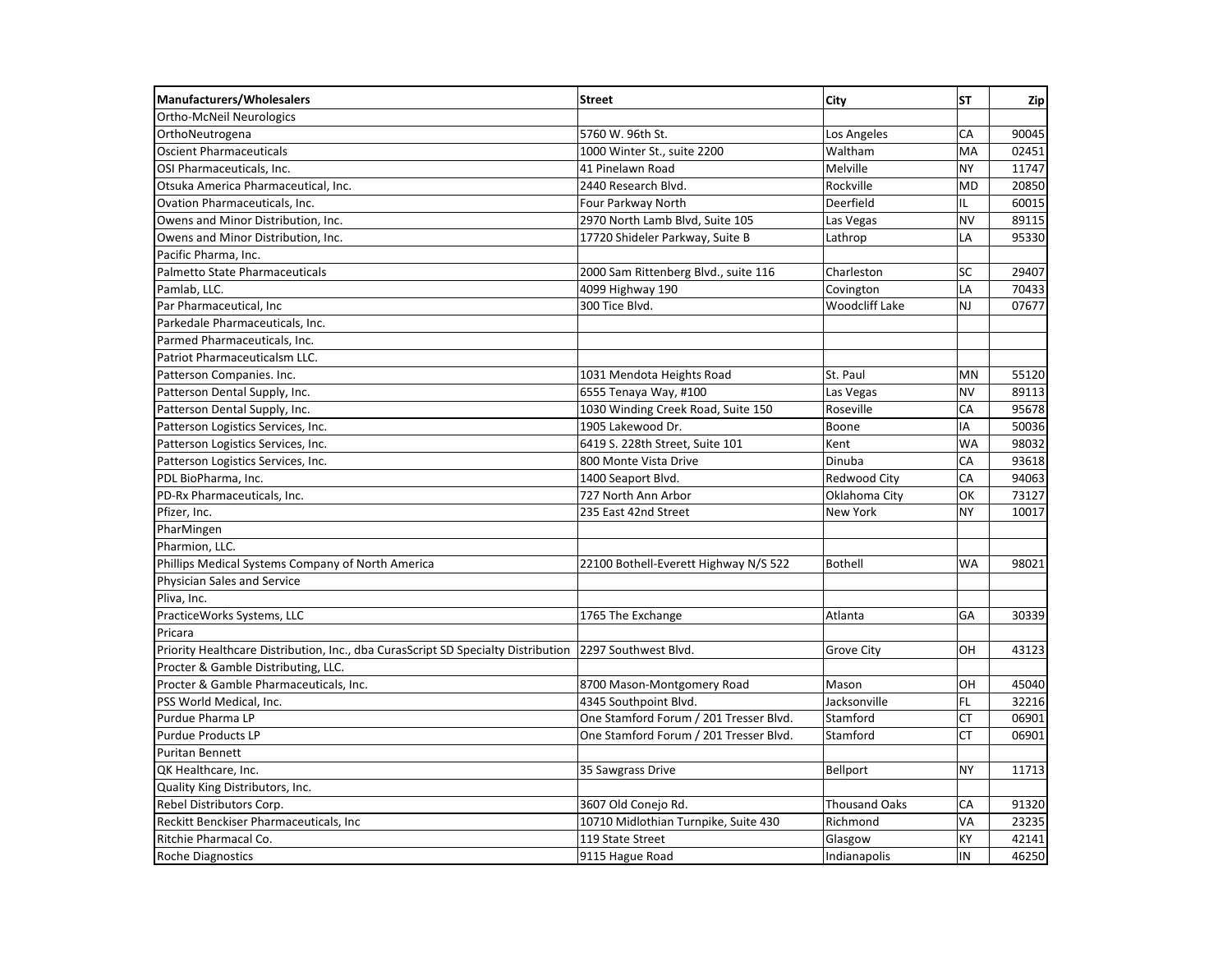| Manufacturers/Wholesalers | Street | City | ST | Zip |
|---|---|---|---|---|
| Ortho-McNeil Neurologics | | | | |
| OrthoNeutrogena | 5760 W. 96th St. | Los Angeles | CA | 90045 |
| Oscient Pharmaceuticals | 1000 Winter St., suite 2200 | Waltham | MA | 02451 |
| OSI Pharmaceuticals, Inc. | 41 Pinelawn Road | Melville | NY | 11747 |
| Otsuka America Pharmaceutical, Inc. | 2440 Research Blvd. | Rockville | MD | 20850 |
| Ovation Pharmaceuticals, Inc. | Four Parkway North | Deerfield | IL | 60015 |
| Owens and Minor Distribution, Inc. | 2970 North Lamb Blvd, Suite 105 | Las Vegas | NV | 89115 |
| Owens and Minor Distribution, Inc. | 17720 Shideler Parkway, Suite B | Lathrop | LA | 95330 |
| Pacific Pharma, Inc. | | | | |
| Palmetto State Pharmaceuticals | 2000 Sam Rittenberg Blvd., suite 116 | Charleston | SC | 29407 |
| Pamlab, LLC. | 4099 Highway 190 | Covington | LA | 70433 |
| Par Pharmaceutical, Inc | 300 Tice Blvd. | Woodcliff Lake | NJ | 07677 |
| Parkedale Pharmaceuticals, Inc. | | | | |
| Parmed Pharmaceuticals, Inc. | | | | |
| Patriot Pharmaceuticalsm LLC. | | | | |
| Patterson Companies. Inc. | 1031 Mendota Heights Road | St. Paul | MN | 55120 |
| Patterson Dental Supply, Inc. | 6555 Tenaya Way, #100 | Las Vegas | NV | 89113 |
| Patterson Dental Supply, Inc. | 1030 Winding Creek Road, Suite 150 | Roseville | CA | 95678 |
| Patterson Logistics Services, Inc. | 1905 Lakewood Dr. | Boone | IA | 50036 |
| Patterson Logistics Services, Inc. | 6419 S. 228th Street, Suite 101 | Kent | WA | 98032 |
| Patterson Logistics Services, Inc. | 800 Monte Vista Drive | Dinuba | CA | 93618 |
| PDL BioPharma, Inc. | 1400 Seaport Blvd. | Redwood City | CA | 94063 |
| PD-Rx Pharmaceuticals, Inc. | 727 North Ann Arbor | Oklahoma City | OK | 73127 |
| Pfizer, Inc. | 235 East 42nd Street | New York | NY | 10017 |
| PharMingen | | | | |
| Pharmion, LLC. | | | | |
| Phillips Medical Systems Company of North America | 22100 Bothell-Everett Highway N/S 522 | Bothell | WA | 98021 |
| Physician Sales and Service | | | | |
| Pliva, Inc. | | | | |
| PracticeWorks Systems, LLC | 1765 The Exchange | Atlanta | GA | 30339 |
| Pricara | | | | |
| Priority Healthcare Distribution, Inc., dba CurasScript SD Specialty Distribution | 2297 Southwest Blvd. | Grove City | OH | 43123 |
| Procter & Gamble Distributing, LLC. | | | | |
| Procter & Gamble Pharmaceuticals, Inc. | 8700 Mason-Montgomery Road | Mason | OH | 45040 |
| PSS World Medical, Inc. | 4345 Southpoint Blvd. | Jacksonville | FL | 32216 |
| Purdue Pharma LP | One Stamford Forum / 201 Tresser Blvd. | Stamford | CT | 06901 |
| Purdue Products LP | One Stamford Forum / 201 Tresser Blvd. | Stamford | CT | 06901 |
| Puritan Bennett | | | | |
| QK Healthcare, Inc. | 35 Sawgrass Drive | Bellport | NY | 11713 |
| Quality King Distributors, Inc. | | | | |
| Rebel Distributors Corp. | 3607 Old Conejo Rd. | Thousand Oaks | CA | 91320 |
| Reckitt Benckiser Pharmaceuticals, Inc | 10710 Midlothian Turnpike, Suite 430 | Richmond | VA | 23235 |
| Ritchie Pharmacal Co. | 119 State Street | Glasgow | KY | 42141 |
| Roche Diagnostics | 9115 Hague Road | Indianapolis | IN | 46250 |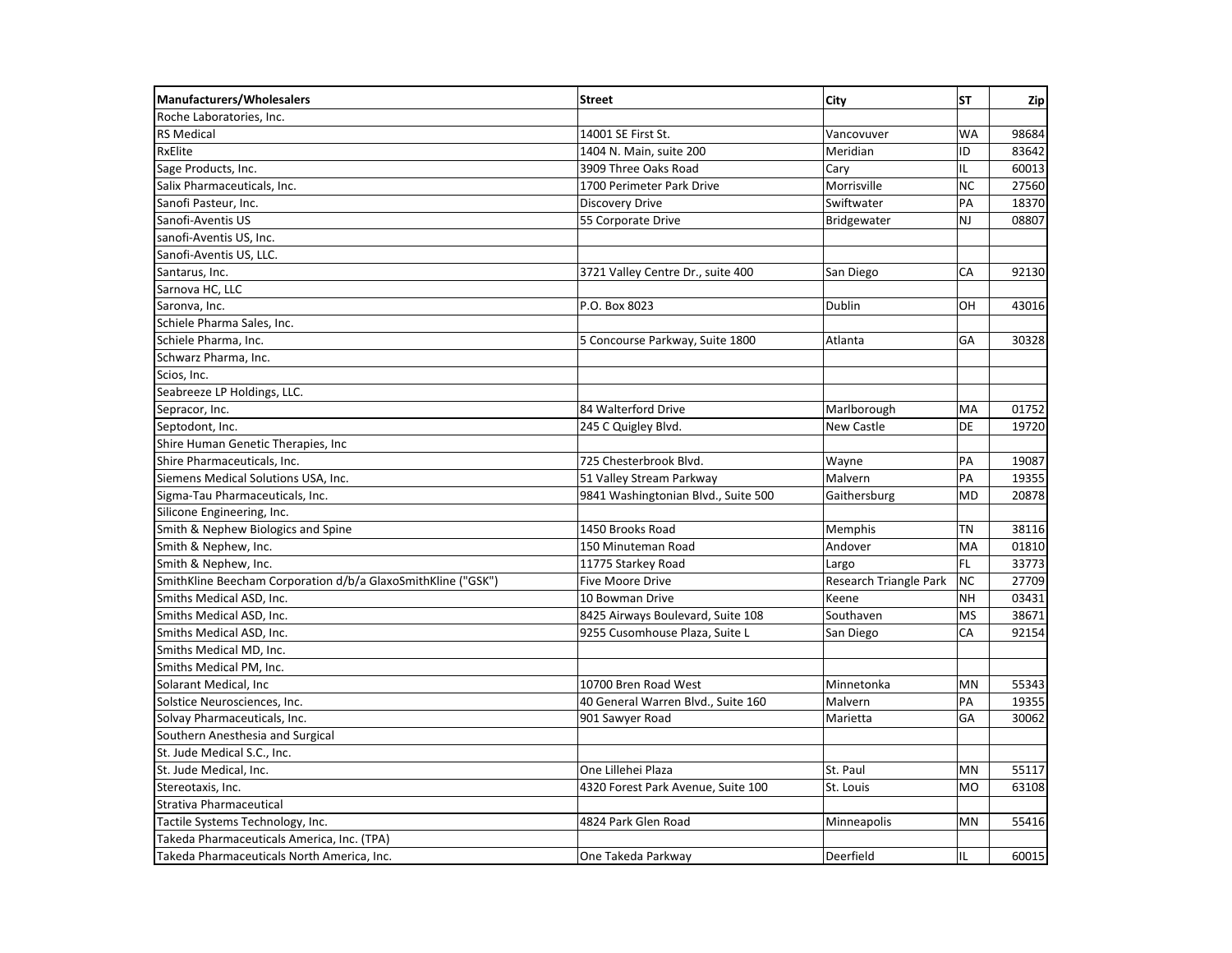| Manufacturers/Wholesalers | Street | City | ST | Zip |
|---|---|---|---|---|
| Roche Laboratories, Inc. | | | | |
| RS Medical | 14001 SE First St. | Vancovuver | WA | 98684 |
| RxElite | 1404 N. Main, suite 200 | Meridian | ID | 83642 |
| Sage Products, Inc. | 3909 Three Oaks Road | Cary | IL | 60013 |
| Salix Pharmaceuticals, Inc. | 1700 Perimeter Park Drive | Morrisville | NC | 27560 |
| Sanofi Pasteur, Inc. | Discovery Drive | Swiftwater | PA | 18370 |
| Sanofi-Aventis US | 55 Corporate Drive | Bridgewater | NJ | 08807 |
| sanofi-Aventis US, Inc. | | | | |
| Sanofi-Aventis US, LLC. | | | | |
| Santarus, Inc. | 3721 Valley Centre Dr., suite 400 | San Diego | CA | 92130 |
| Sarnova HC, LLC | | | | |
| Saronva, Inc. | P.O. Box 8023 | Dublin | OH | 43016 |
| Schiele Pharma Sales, Inc. | | | | |
| Schiele Pharma, Inc. | 5 Concourse Parkway, Suite 1800 | Atlanta | GA | 30328 |
| Schwarz Pharma, Inc. | | | | |
| Scios, Inc. | | | | |
| Seabreeze LP Holdings, LLC. | | | | |
| Sepracor, Inc. | 84 Walterford Drive | Marlborough | MA | 01752 |
| Septodont, Inc. | 245 C Quigley Blvd. | New Castle | DE | 19720 |
| Shire Human Genetic Therapies, Inc | | | | |
| Shire Pharmaceuticals, Inc. | 725 Chesterbrook Blvd. | Wayne | PA | 19087 |
| Siemens Medical Solutions USA, Inc. | 51 Valley Stream Parkway | Malvern | PA | 19355 |
| Sigma-Tau Pharmaceuticals, Inc. | 9841 Washingtonian Blvd., Suite 500 | Gaithersburg | MD | 20878 |
| Silicone Engineering, Inc. | | | | |
| Smith & Nephew Biologics and Spine | 1450 Brooks Road | Memphis | TN | 38116 |
| Smith & Nephew, Inc. | 150 Minuteman Road | Andover | MA | 01810 |
| Smith & Nephew, Inc. | 11775 Starkey Road | Largo | FL | 33773 |
| SmithKline Beecham Corporation d/b/a GlaxoSmithKline ("GSK") | Five Moore Drive | Research Triangle Park | NC | 27709 |
| Smiths Medical ASD, Inc. | 10 Bowman Drive | Keene | NH | 03431 |
| Smiths Medical ASD, Inc. | 8425 Airways Boulevard, Suite 108 | Southaven | MS | 38671 |
| Smiths Medical ASD, Inc. | 9255 Cusomhouse Plaza, Suite L | San Diego | CA | 92154 |
| Smiths Medical MD, Inc. | | | | |
| Smiths Medical PM, Inc. | | | | |
| Solarant Medical, Inc | 10700 Bren Road West | Minnetonka | MN | 55343 |
| Solstice Neurosciences, Inc. | 40 General Warren Blvd., Suite 160 | Malvern | PA | 19355 |
| Solvay Pharmaceuticals, Inc. | 901 Sawyer Road | Marietta | GA | 30062 |
| Southern Anesthesia and Surgical | | | | |
| St. Jude Medical S.C., Inc. | | | | |
| St. Jude Medical, Inc. | One Lillehei Plaza | St. Paul | MN | 55117 |
| Stereotaxis, Inc. | 4320 Forest Park Avenue, Suite 100 | St. Louis | MO | 63108 |
| Strativa Pharmaceutical | | | | |
| Tactile Systems Technology, Inc. | 4824 Park Glen Road | Minneapolis | MN | 55416 |
| Takeda Pharmaceuticals America, Inc. (TPA) | | | | |
| Takeda Pharmaceuticals North America, Inc. | One Takeda Parkway | Deerfield | IL | 60015 |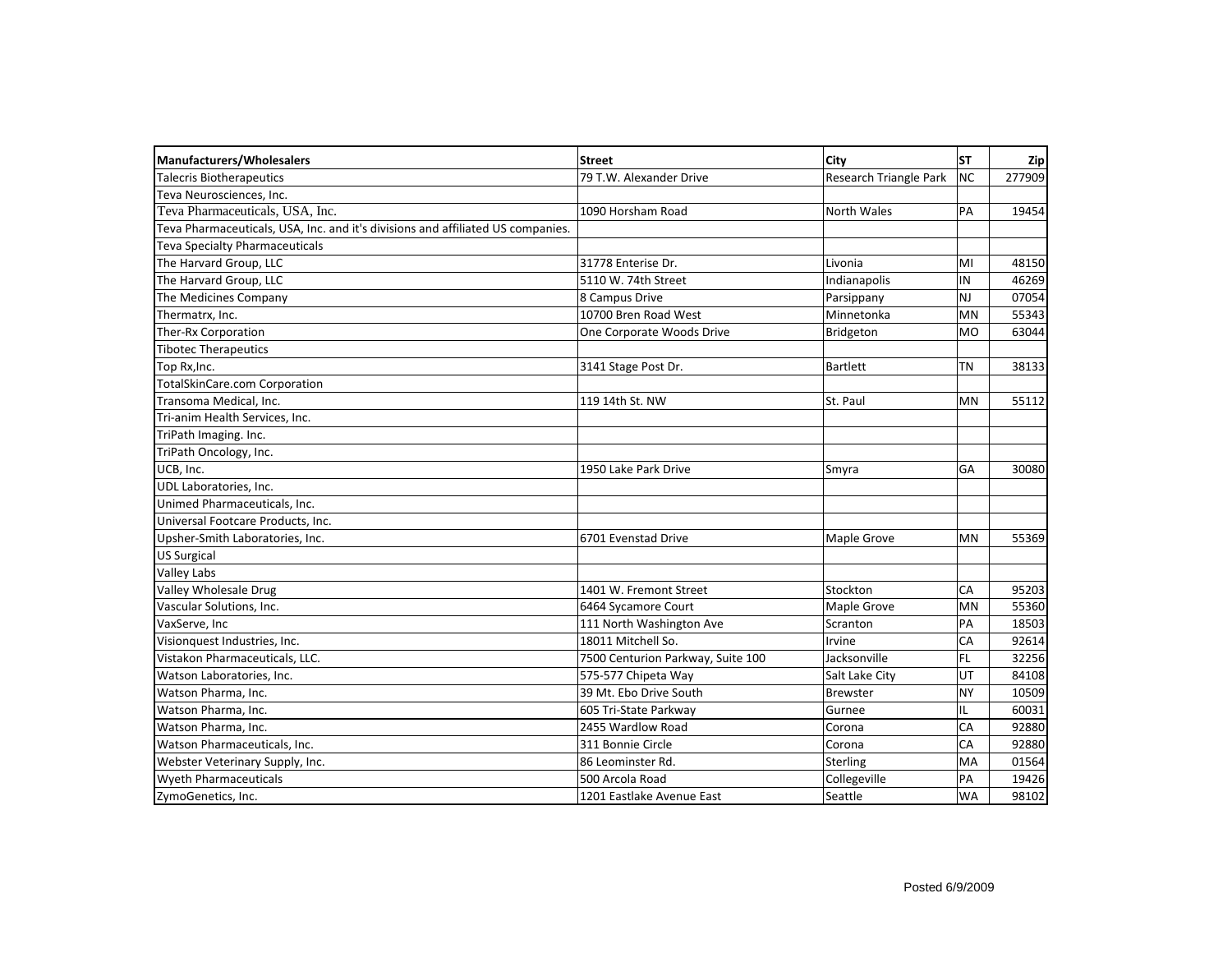| Manufacturers/Wholesalers | Street | City | ST | Zip |
|---|---|---|---|---|
| Talecris Biotherapeutics | 79 T.W. Alexander Drive | Research Triangle Park | NC | 277909 |
| Teva Neurosciences, Inc. | | | | |
| Teva Pharmaceuticals, USA, Inc. | 1090 Horsham Road | North Wales | PA | 19454 |
| Teva Pharmaceuticals, USA, Inc. and it's divisions and affiliated US companies. | | | | |
| Teva Specialty Pharmaceuticals | | | | |
| The Harvard Group, LLC | 31778 Enterise Dr. | Livonia | MI | 48150 |
| The Harvard Group, LLC | 5110 W. 74th Street | Indianapolis | IN | 46269 |
| The Medicines Company | 8 Campus Drive | Parsippany | NJ | 07054 |
| Thermatrx, Inc. | 10700 Bren Road West | Minnetonka | MN | 55343 |
| Ther-Rx Corporation | One Corporate Woods Drive | Bridgeton | MO | 63044 |
| Tibotec Therapeutics | | | | |
| Top Rx,Inc. | 3141 Stage Post Dr. | Bartlett | TN | 38133 |
| TotalSkinCare.com Corporation | | | | |
| Transoma Medical, Inc. | 119 14th St. NW | St. Paul | MN | 55112 |
| Tri-anim Health Services, Inc. | | | | |
| TriPath Imaging. Inc. | | | | |
| TriPath Oncology, Inc. | | | | |
| UCB, Inc. | 1950 Lake Park Drive | Smyra | GA | 30080 |
| UDL Laboratories, Inc. | | | | |
| Unimed Pharmaceuticals, Inc. | | | | |
| Universal Footcare Products, Inc. | | | | |
| Upsher-Smith Laboratories, Inc. | 6701 Evenstad Drive | Maple Grove | MN | 55369 |
| US Surgical | | | | |
| Valley Labs | | | | |
| Valley Wholesale Drug | 1401 W. Fremont Street | Stockton | CA | 95203 |
| Vascular Solutions, Inc. | 6464 Sycamore Court | Maple Grove | MN | 55360 |
| VaxServe, Inc | 111 North Washington Ave | Scranton | PA | 18503 |
| Visionquest Industries, Inc. | 18011 Mitchell So. | Irvine | CA | 92614 |
| Vistakon Pharmaceuticals, LLC. | 7500 Centurion Parkway, Suite 100 | Jacksonville | FL | 32256 |
| Watson Laboratories, Inc. | 575-577 Chipeta Way | Salt Lake City | UT | 84108 |
| Watson Pharma, Inc. | 39 Mt. Ebo Drive South | Brewster | NY | 10509 |
| Watson Pharma, Inc. | 605 Tri-State Parkway | Gurnee | IL | 60031 |
| Watson Pharma, Inc. | 2455 Wardlow Road | Corona | CA | 92880 |
| Watson Pharmaceuticals, Inc. | 311 Bonnie Circle | Corona | CA | 92880 |
| Webster Veterinary Supply, Inc. | 86 Leominster Rd. | Sterling | MA | 01564 |
| Wyeth Pharmaceuticals | 500 Arcola Road | Collegeville | PA | 19426 |
| ZymoGenetics, Inc. | 1201 Eastlake Avenue East | Seattle | WA | 98102 |

Posted 6/9/2009